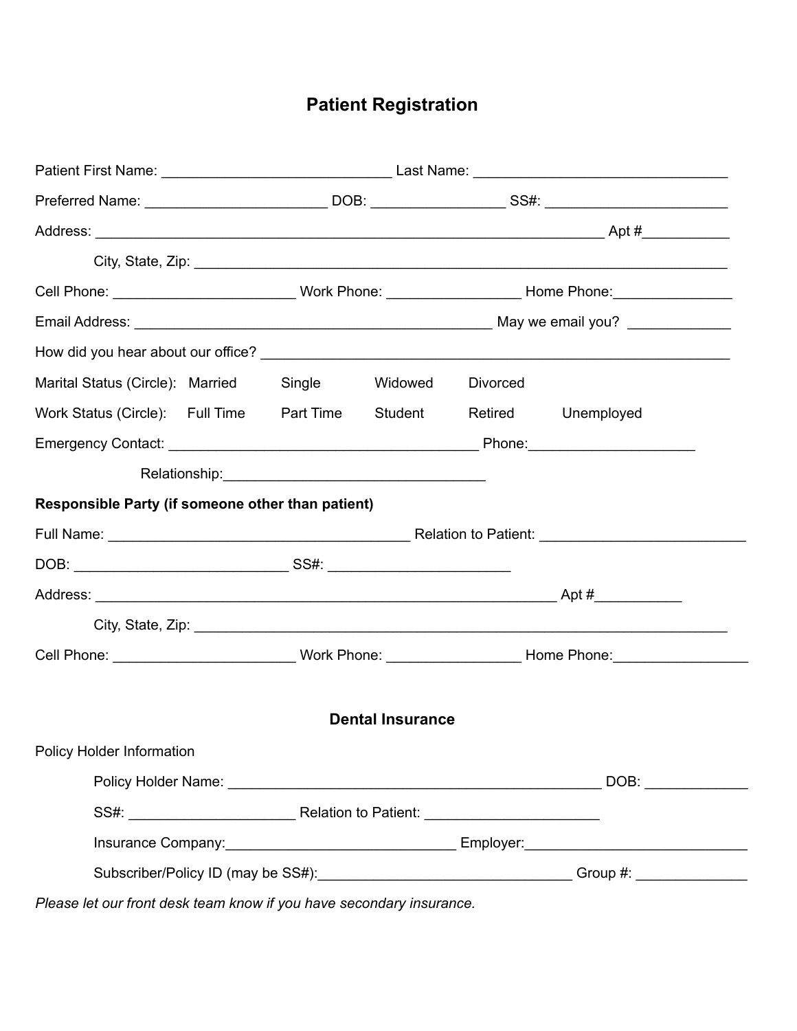# Patient Registration

Patient First Name: ______________________________ Last Name: _________________________________

Preferred Name: _______________________ DOB: _________________ SS#: ________________________

Address: ___________________________________________________________________ Apt #___________

City, State, Zip: _____________________________________________________________________

Cell Phone: _______________________ Work Phone: _________________ Home Phone:_______________

Email Address: _____________________________________________ May we email you? _____________

How did you hear about our office? ______________________________________________________________

Marital Status (Circle): Married Single Widowed Divorced

Work Status (Circle): Full Time Part Time Student Retired Unemployed

Emergency Contact: ________________________________________ Phone:_____________________

Relationship:_________________________________

**Responsible Party (if someone other than patient)**

Full Name: _______________________________________ Relation to Patient: ___________________________

DOB: ____________________________ SS#: _______________________

Address: _____________________________________________________________ Apt #___________

City, State, Zip: _____________________________________________________________________

Cell Phone: _______________________ Work Phone: _________________ Home Phone:_________________

## Dental Insurance

Policy Holder Information

Policy Holder Name: ________________________________________________ DOB: _____________

SS#: _____________________ Relation to Patient: ______________________

Insurance Company:_____________________________ Employer:____________________________

Subscriber/Policy ID (may be SS#):_________________________________ Group #: ______________

*Please let our front desk team know if you have secondary insurance.*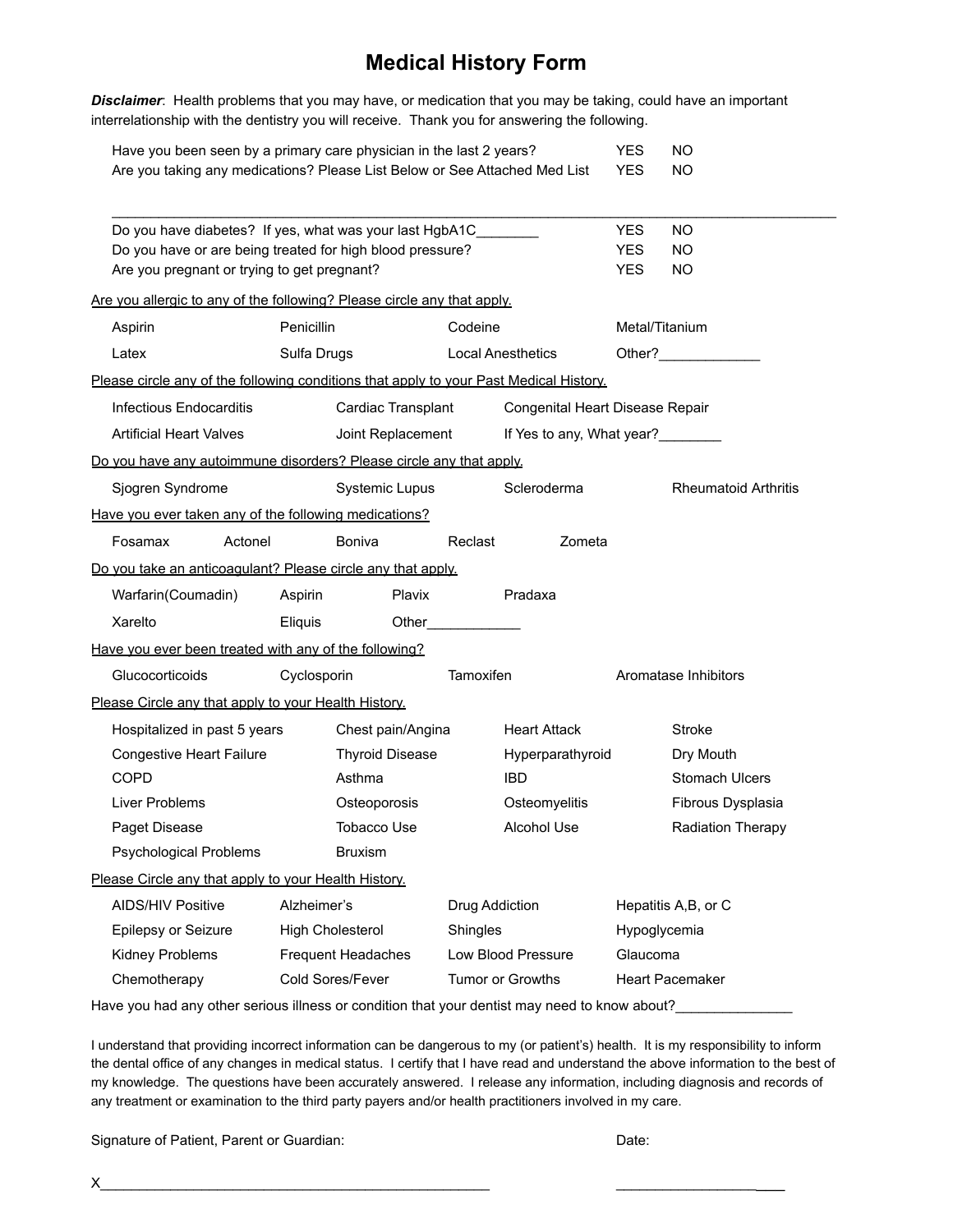# Medical History Form

***Disclaimer***: Health problems that you may have, or medication that you may be taking, could have an important interrelationship with the dentistry you will receive. Thank you for answering the following.

| | | |
|---|---|---|
| Have you been seen by a primary care physician in the last 2 years? | YES | NO |
| Are you taking any medications? Please List Below or See Attached Med List | YES | NO |

_______________________________________________________________________________________

| | | |
|---|---|---|
| Do you have diabetes? If yes, what was your last HgbA1C________ | YES | NO |
| Do you have or are being treated for high blood pressure? | YES | NO |
| Are you pregnant or trying to get pregnant? | YES | NO |

Are you allergic to any of the following? Please circle any that apply.

| | | | |
|---|---|---|---|
| Aspirin | Penicillin | Codeine | Metal/Titanium |
| Latex | Sulfa Drugs | Local Anesthetics | Other?_____________ |

Please circle any of the following conditions that apply to your Past Medical History.

| | | |
|---|---|---|
| Infectious Endocarditis | Cardiac Transplant | Congenital Heart Disease Repair |
| Artificial Heart Valves | Joint Replacement | If Yes to any, What year?________ |

Do you have any autoimmune disorders? Please circle any that apply.

| | | | |
|---|---|---|---|
| Sjogren Syndrome | Systemic Lupus | Scleroderma | Rheumatoid Arthritis |

Have you ever taken any of the following medications?

| | | | | |
|---|---|---|---|---|
| Fosamax | Actonel | Boniva | Reclast | Zometa |

Do you take an anticoagulant? Please circle any that apply.

| | | | |
|---|---|---|---|
| Warfarin(Coumadin) | Aspirin | Plavix | Pradaxa |
| Xarelto | Eliquis | Other____________ | |

Have you ever been treated with any of the following?

| | | | |
|---|---|---|---|
| Glucocorticoids | Cyclosporin | Tamoxifen | Aromatase Inhibitors |

Please Circle any that apply to your Health History.

| | | | |
|---|---|---|---|
| Hospitalized in past 5 years | Chest pain/Angina | Heart Attack | Stroke |
| Congestive Heart Failure | Thyroid Disease | Hyperparathyroid | Dry Mouth |
| COPD | Asthma | IBD | Stomach Ulcers |
| Liver Problems | Osteoporosis | Osteomyelitis | Fibrous Dysplasia |
| Paget Disease | Tobacco Use | Alcohol Use | Radiation Therapy |
| Psychological Problems | Bruxism | | |

Please Circle any that apply to your Health History.

| | | | |
|---|---|---|---|
| AIDS/HIV Positive | Alzheimer's | Drug Addiction | Hepatitis A,B, or C |
| Epilepsy or Seizure | High Cholesterol | Shingles | Hypoglycemia |
| Kidney Problems | Frequent Headaches | Low Blood Pressure | Glaucoma |
| Chemotherapy | Cold Sores/Fever | Tumor or Growths | Heart Pacemaker |

Have you had any other serious illness or condition that your dentist may need to know about?_______________

I understand that providing incorrect information can be dangerous to my (or patient's) health. It is my responsibility to inform the dental office of any changes in medical status. I certify that I have read and understand the above information to the best of my knowledge. The questions have been accurately answered. I release any information, including diagnosis and records of any treatment or examination to the third party payers and/or health practitioners involved in my care.

Signature of Patient, Parent or Guardian: Date:

X___________________________________________________ ____________________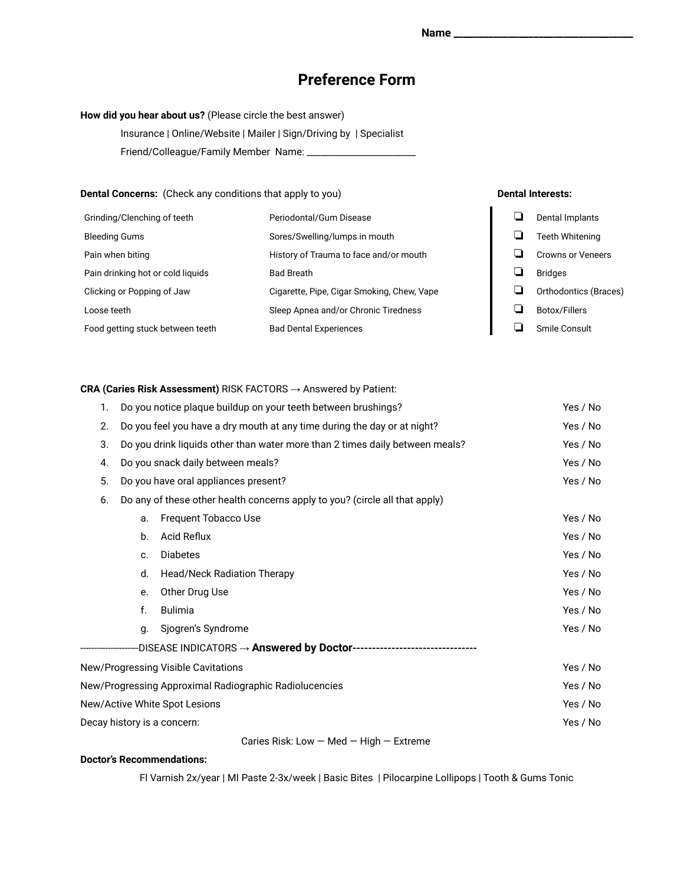Name ________________________________

# Preference Form

**How did you hear about us?** (Please circle the best answer)

Insurance | Online/Website | Mailer | Sign/Driving by | Specialist

Friend/Colleague/Family Member Name: ____________________

**Dental Concerns:** (Check any conditions that apply to you)

| | |
|---|---|
| Grinding/Clenching of teeth | Periodontal/Gum Disease |
| Bleeding Gums | Sores/Swelling/lumps in mouth |
| Pain when biting | History of Trauma to face and/or mouth |
| Pain drinking hot or cold liquids | Bad Breath |
| Clicking or Popping of Jaw | Cigarette, Pipe, Cigar Smoking, Chew, Vape |
| Loose teeth | Sleep Apnea and/or Chronic Tiredness |
| Food getting stuck between teeth | Bad Dental Experiences |

**Dental Interests:**

- ❑ Dental Implants
- ❑ Teeth Whitening
- ❑ Crowns or Veneers
- ❑ Bridges
- ❑ Orthodontics (Braces)
- ❑ Botox/Fillers
- ❑ Smile Consult

**CRA (Caries Risk Assessment)** RISK FACTORS → Answered by Patient:

1. Do you notice plaque buildup on your teeth between brushings? Yes / No
2. Do you feel you have a dry mouth at any time during the day or at night? Yes / No
3. Do you drink liquids other than water more than 2 times daily between meals? Yes / No
4. Do you snack daily between meals? Yes / No
5. Do you have oral appliances present? Yes / No
6. Do any of these other health concerns apply to you? (circle all that apply)
   a. Frequent Tobacco Use Yes / No
   b. Acid Reflux Yes / No
   c. Diabetes Yes / No
   d. Head/Neck Radiation Therapy Yes / No
   e. Other Drug Use Yes / No
   f. Bulimia Yes / No
   g. Sjogren's Syndrome Yes / No

--------------------DISEASE INDICATORS → **Answered by Doctor**--------------------------------

New/Progressing Visible Cavitations Yes / No

New/Progressing Approximal Radiographic Radiolucencies Yes / No

New/Active White Spot Lesions Yes / No

Decay history is a concern: Yes / No

Caries Risk: Low — Med — High — Extreme

**Doctor's Recommendations:**

Fl Varnish 2x/year | MI Paste 2-3x/week | Basic Bites | Pilocarpine Lollipops | Tooth & Gums Tonic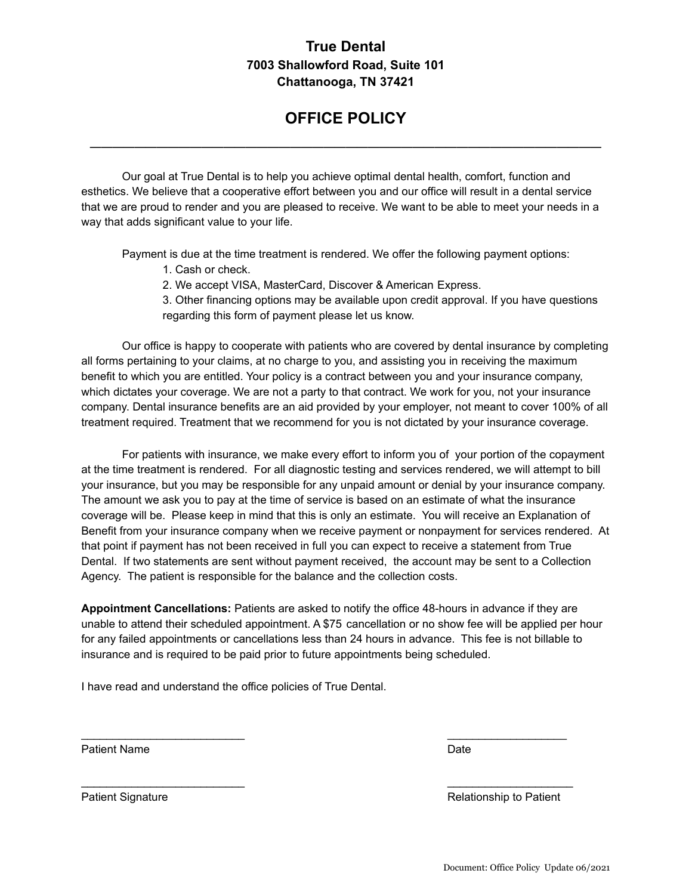# True Dental

**7003 Shallowford Road, Suite 101**
**Chattanooga, TN 37421**

## OFFICE POLICY

---

Our goal at True Dental is to help you achieve optimal dental health, comfort, function and esthetics. We believe that a cooperative effort between you and our office will result in a dental service that we are proud to render and you are pleased to receive. We want to be able to meet your needs in a way that adds significant value to your life.

Payment is due at the time treatment is rendered. We offer the following payment options:

1. Cash or check.
2. We accept VISA, MasterCard, Discover & American Express.
3. Other financing options may be available upon credit approval. If you have questions regarding this form of payment please let us know.

Our office is happy to cooperate with patients who are covered by dental insurance by completing all forms pertaining to your claims, at no charge to you, and assisting you in receiving the maximum benefit to which you are entitled. Your policy is a contract between you and your insurance company, which dictates your coverage. We are not a party to that contract. We work for you, not your insurance company. Dental insurance benefits are an aid provided by your employer, not meant to cover 100% of all treatment required. Treatment that we recommend for you is not dictated by your insurance coverage.

For patients with insurance, we make every effort to inform you of your portion of the copayment at the time treatment is rendered. For all diagnostic testing and services rendered, we will attempt to bill your insurance, but you may be responsible for any unpaid amount or denial by your insurance company. The amount we ask you to pay at the time of service is based on an estimate of what the insurance coverage will be. Please keep in mind that this is only an estimate. You will receive an Explanation of Benefit from your insurance company when we receive payment or nonpayment for services rendered. At that point if payment has not been received in full you can expect to receive a statement from True Dental. If two statements are sent without payment received, the account may be sent to a Collection Agency. The patient is responsible for the balance and the collection costs.

**Appointment Cancellations:** Patients are asked to notify the office 48-hours in advance if they are unable to attend their scheduled appointment. A $75 cancellation or no show fee will be applied per hour for any failed appointments or cancellations less than 24 hours in advance. This fee is not billable to insurance and is required to be paid prior to future appointments being scheduled.

I have read and understand the office policies of True Dental.

___________________________ ___________________
Patient Name Date

___________________________ ____________________
Patient Signature Relationship to Patient

Document: Office Policy Update 06/2021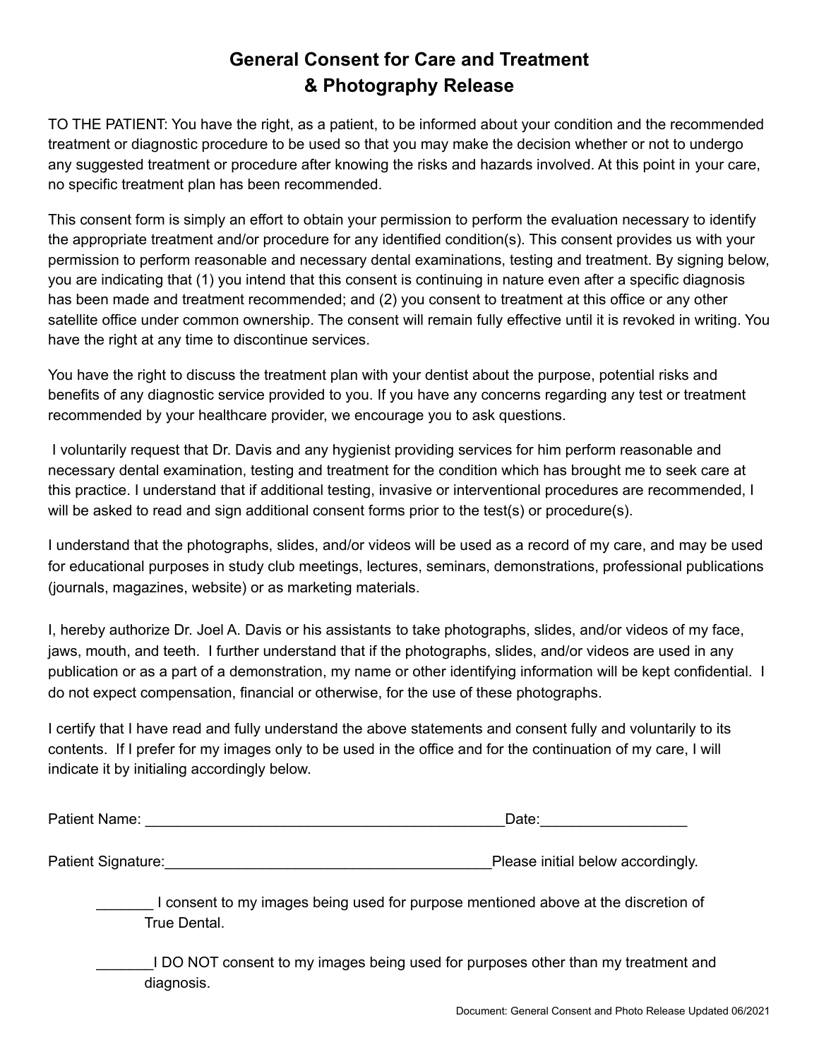# General Consent for Care and Treatment & Photography Release

TO THE PATIENT: You have the right, as a patient, to be informed about your condition and the recommended treatment or diagnostic procedure to be used so that you may make the decision whether or not to undergo any suggested treatment or procedure after knowing the risks and hazards involved. At this point in your care, no specific treatment plan has been recommended.

This consent form is simply an effort to obtain your permission to perform the evaluation necessary to identify the appropriate treatment and/or procedure for any identified condition(s). This consent provides us with your permission to perform reasonable and necessary dental examinations, testing and treatment. By signing below, you are indicating that (1) you intend that this consent is continuing in nature even after a specific diagnosis has been made and treatment recommended; and (2) you consent to treatment at this office or any other satellite office under common ownership. The consent will remain fully effective until it is revoked in writing. You have the right at any time to discontinue services.

You have the right to discuss the treatment plan with your dentist about the purpose, potential risks and benefits of any diagnostic service provided to you. If you have any concerns regarding any test or treatment recommended by your healthcare provider, we encourage you to ask questions.

I voluntarily request that Dr. Davis and any hygienist providing services for him perform reasonable and necessary dental examination, testing and treatment for the condition which has brought me to seek care at this practice. I understand that if additional testing, invasive or interventional procedures are recommended, I will be asked to read and sign additional consent forms prior to the test(s) or procedure(s).

I understand that the photographs, slides, and/or videos will be used as a record of my care, and may be used for educational purposes in study club meetings, lectures, seminars, demonstrations, professional publications (journals, magazines, website) or as marketing materials.

I, hereby authorize Dr. Joel A. Davis or his assistants to take photographs, slides, and/or videos of my face, jaws, mouth, and teeth. I further understand that if the photographs, slides, and/or videos are used in any publication or as a part of a demonstration, my name or other identifying information will be kept confidential. I do not expect compensation, financial or otherwise, for the use of these photographs.

I certify that I have read and fully understand the above statements and consent fully and voluntarily to its contents. If I prefer for my images only to be used in the office and for the continuation of my care, I will indicate it by initialing accordingly below.

Patient Name: _____________________________________________Date:__________________

Patient Signature:________________________________________Please initial below accordingly.

_______ I consent to my images being used for purpose mentioned above at the discretion of True Dental.

_______I DO NOT consent to my images being used for purposes other than my treatment and diagnosis.

Document: General Consent and Photo Release Updated 06/2021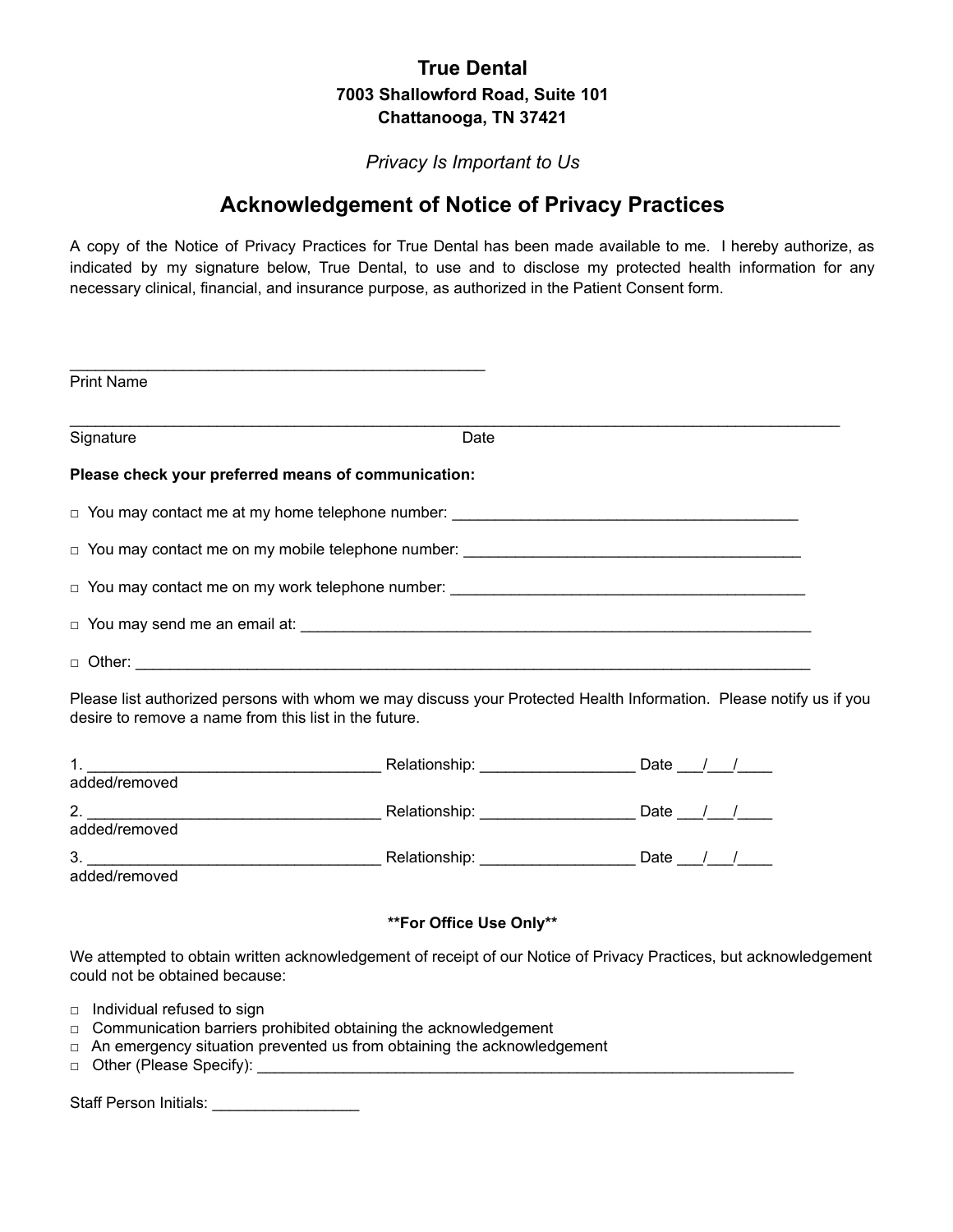# True Dental

**7003 Shallowford Road, Suite 101**
**Chattanooga, TN 37421**

*Privacy Is Important to Us*

## Acknowledgement of Notice of Privacy Practices

A copy of the Notice of Privacy Practices for True Dental has been made available to me. I hereby authorize, as indicated by my signature below, True Dental, to use and to disclose my protected health information for any necessary clinical, financial, and insurance purpose, as authorized in the Patient Consent form.

_______________________________________________
Print Name

_________________________________________________________________________________________
Signature Date

**Please check your preferred means of communication:**

□ You may contact me at my home telephone number: ________________________________________

□ You may contact me on my mobile telephone number: ______________________________________

□ You may contact me on my work telephone number: ________________________________________

□ You may send me an email at: ____________________________________________________________

□ Other: _______________________________________________________________________________

Please list authorized persons with whom we may discuss your Protected Health Information. Please notify us if you desire to remove a name from this list in the future.

1. __________________________________ Relationship: __________________ Date ___/___/____ added/removed

2. __________________________________ Relationship: __________________ Date ___/___/____ added/removed

3. __________________________________ Relationship: __________________ Date ___/___/____ added/removed

****For Office Use Only****

We attempted to obtain written acknowledgement of receipt of our Notice of Privacy Practices, but acknowledgement could not be obtained because:

□ Individual refused to sign
□ Communication barriers prohibited obtaining the acknowledgement
□ An emergency situation prevented us from obtaining the acknowledgement
□ Other (Please Specify): ______________________________________________________________

Staff Person Initials: _________________